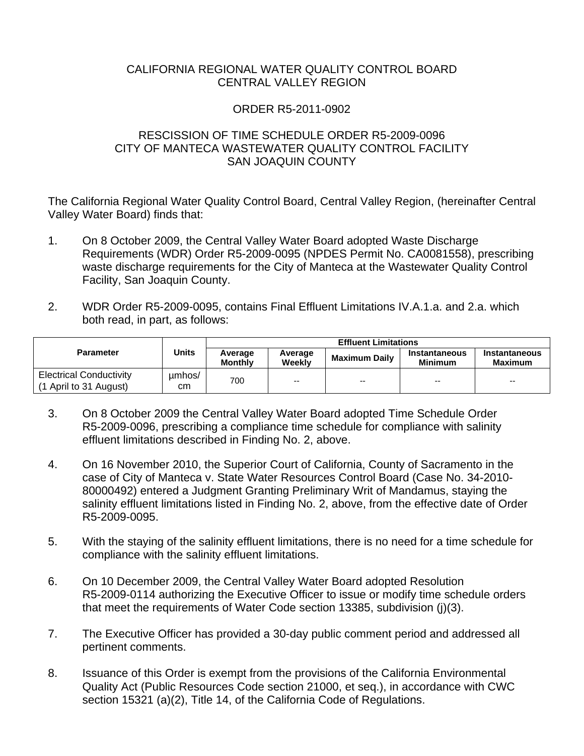CALIFORNIA REGIONAL WATER QUALITY CONTROL BOARD
CENTRAL VALLEY REGION

ORDER R5-2011-0902

RESCISSION OF TIME SCHEDULE ORDER R5-2009-0096
CITY OF MANTECA WASTEWATER QUALITY CONTROL FACILITY
SAN JOAQUIN COUNTY

The California Regional Water Quality Control Board, Central Valley Region, (hereinafter Central Valley Water Board) finds that:

1. On 8 October 2009, the Central Valley Water Board adopted Waste Discharge Requirements (WDR) Order R5-2009-0095 (NPDES Permit No. CA0081558), prescribing waste discharge requirements for the City of Manteca at the Wastewater Quality Control Facility, San Joaquin County.

2. WDR Order R5-2009-0095, contains Final Effluent Limitations IV.A.1.a. and 2.a. which both read, in part, as follows:

| Parameter | Units | Effluent Limitations | | | | |
|---|---|---|---|---|---|---|
| | | Average Monthly | Average Weekly | Maximum Daily | Instantaneous Minimum | Instantaneous Maximum |
| Electrical Conductivity (1 April to 31 August) | µmhos/cm | 700 | -- | -- | -- | -- |

3. On 8 October 2009 the Central Valley Water Board adopted Time Schedule Order R5-2009-0096, prescribing a compliance time schedule for compliance with salinity effluent limitations described in Finding No. 2, above.

4. On 16 November 2010, the Superior Court of California, County of Sacramento in the case of City of Manteca v. State Water Resources Control Board (Case No. 34-2010-80000492) entered a Judgment Granting Preliminary Writ of Mandamus, staying the salinity effluent limitations listed in Finding No. 2, above, from the effective date of Order R5-2009-0095.

5. With the staying of the salinity effluent limitations, there is no need for a time schedule for compliance with the salinity effluent limitations.

6. On 10 December 2009, the Central Valley Water Board adopted Resolution R5-2009-0114 authorizing the Executive Officer to issue or modify time schedule orders that meet the requirements of Water Code section 13385, subdivision (j)(3).

7. The Executive Officer has provided a 30-day public comment period and addressed all pertinent comments.

8. Issuance of this Order is exempt from the provisions of the California Environmental Quality Act (Public Resources Code section 21000, et seq.), in accordance with CWC section 15321 (a)(2), Title 14, of the California Code of Regulations.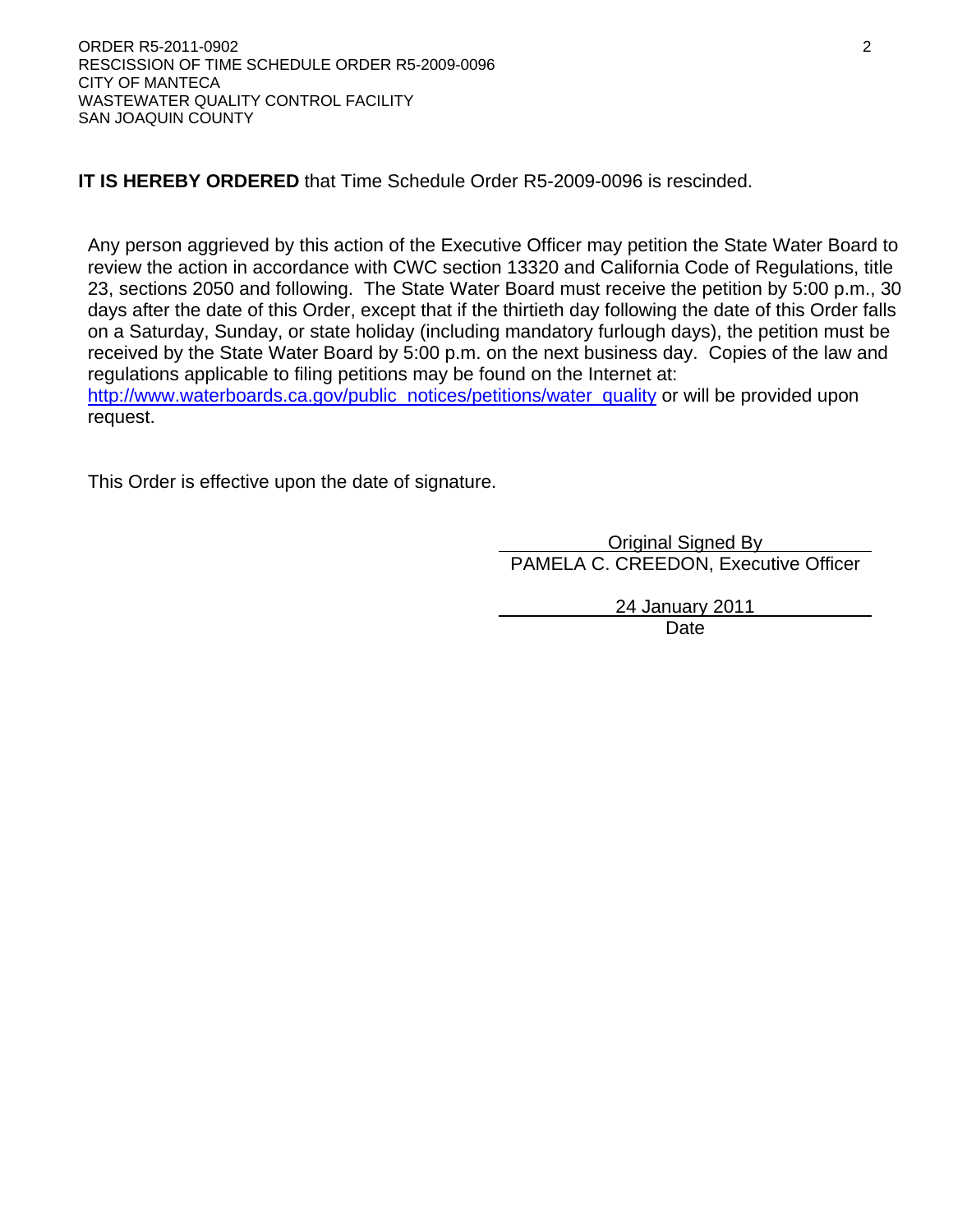**IT IS HEREBY ORDERED** that Time Schedule Order R5-2009-0096 is rescinded.

Any person aggrieved by this action of the Executive Officer may petition the State Water Board to review the action in accordance with CWC section 13320 and California Code of Regulations, title 23, sections 2050 and following. The State Water Board must receive the petition by 5:00 p.m., 30 days after the date of this Order, except that if the thirtieth day following the date of this Order falls on a Saturday, Sunday, or state holiday (including mandatory furlough days), the petition must be received by the State Water Board by 5:00 p.m. on the next business day. Copies of the law and regulations applicable to filing petitions may be found on the Internet at: http://www.waterboards.ca.gov/public_notices/petitions/water_quality or will be provided upon request.

This Order is effective upon the date of signature.

Original Signed By
PAMELA C. CREEDON, Executive Officer

24 January 2011
Date